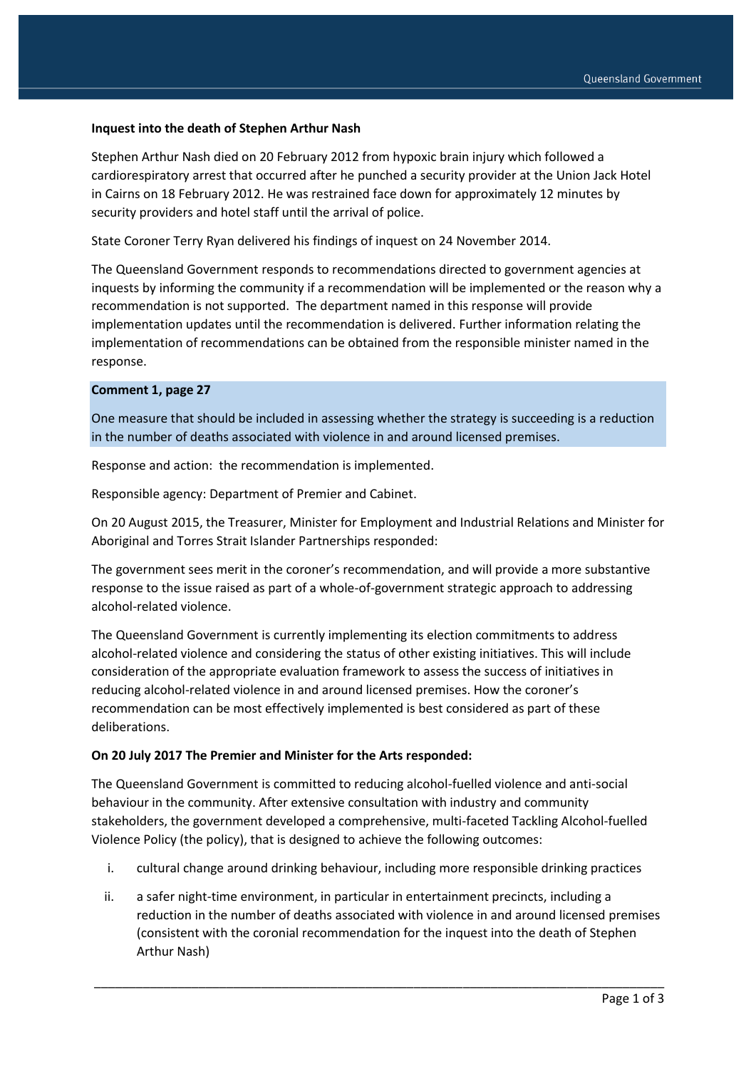**Inquest into the death of Stephen Arthur Nash**

Stephen Arthur Nash died on 20 February 2012 from hypoxic brain injury which followed a cardiorespiratory arrest that occurred after he punched a security provider at the Union Jack Hotel in Cairns on 18 February 2012. He was restrained face down for approximately 12 minutes by security providers and hotel staff until the arrival of police.

State Coroner Terry Ryan delivered his findings of inquest on 24 November 2014.

The Queensland Government responds to recommendations directed to government agencies at inquests by informing the community if a recommendation will be implemented or the reason why a recommendation is not supported. The department named in this response will provide implementation updates until the recommendation is delivered. Further information relating the implementation of recommendations can be obtained from the responsible minister named in the response.

**Comment 1, page 27**

One measure that should be included in assessing whether the strategy is succeeding is a reduction in the number of deaths associated with violence in and around licensed premises.

Response and action: the recommendation is implemented.

Responsible agency: Department of Premier and Cabinet.

On 20 August 2015, the Treasurer, Minister for Employment and Industrial Relations and Minister for Aboriginal and Torres Strait Islander Partnerships responded:

The government sees merit in the coroner's recommendation, and will provide a more substantive response to the issue raised as part of a whole-of-government strategic approach to addressing alcohol-related violence.

The Queensland Government is currently implementing its election commitments to address alcohol-related violence and considering the status of other existing initiatives. This will include consideration of the appropriate evaluation framework to assess the success of initiatives in reducing alcohol-related violence in and around licensed premises. How the coroner's recommendation can be most effectively implemented is best considered as part of these deliberations.

**On 20 July 2017 The Premier and Minister for the Arts responded:**

The Queensland Government is committed to reducing alcohol-fuelled violence and anti-social behaviour in the community. After extensive consultation with industry and community stakeholders, the government developed a comprehensive, multi-faceted Tackling Alcohol-fuelled Violence Policy (the policy), that is designed to achieve the following outcomes:

i. cultural change around drinking behaviour, including more responsible drinking practices
ii. a safer night-time environment, in particular in entertainment precincts, including a reduction in the number of deaths associated with violence in and around licensed premises (consistent with the coronial recommendation for the inquest into the death of Stephen Arthur Nash)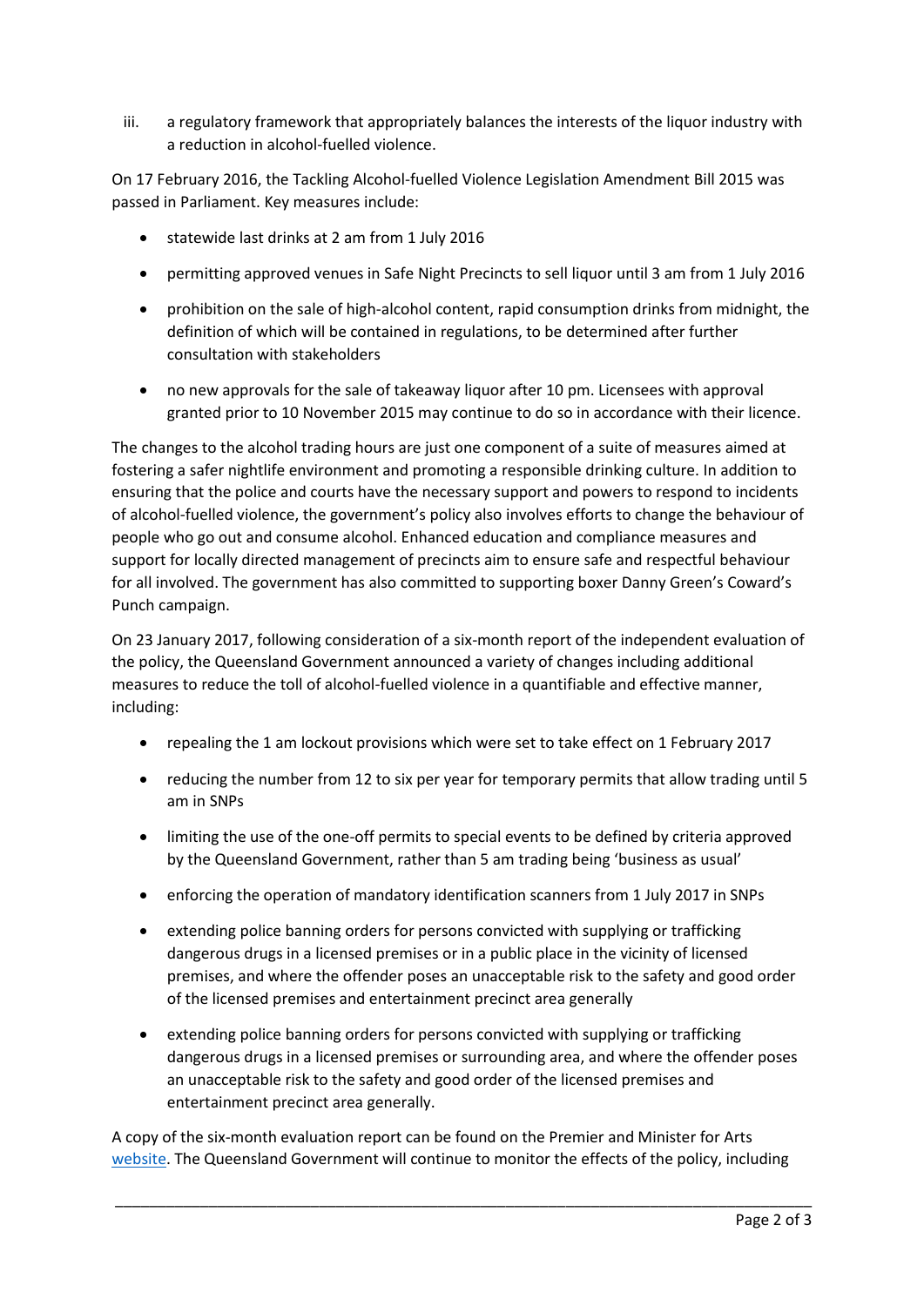iii. a regulatory framework that appropriately balances the interests of the liquor industry with a reduction in alcohol-fuelled violence.

On 17 February 2016, the Tackling Alcohol-fuelled Violence Legislation Amendment Bill 2015 was passed in Parliament. Key measures include:

- statewide last drinks at 2 am from 1 July 2016
- permitting approved venues in Safe Night Precincts to sell liquor until 3 am from 1 July 2016
- prohibition on the sale of high-alcohol content, rapid consumption drinks from midnight, the definition of which will be contained in regulations, to be determined after further consultation with stakeholders
- no new approvals for the sale of takeaway liquor after 10 pm. Licensees with approval granted prior to 10 November 2015 may continue to do so in accordance with their licence.

The changes to the alcohol trading hours are just one component of a suite of measures aimed at fostering a safer nightlife environment and promoting a responsible drinking culture. In addition to ensuring that the police and courts have the necessary support and powers to respond to incidents of alcohol-fuelled violence, the government's policy also involves efforts to change the behaviour of people who go out and consume alcohol. Enhanced education and compliance measures and support for locally directed management of precincts aim to ensure safe and respectful behaviour for all involved. The government has also committed to supporting boxer Danny Green's Coward's Punch campaign.

On 23 January 2017, following consideration of a six-month report of the independent evaluation of the policy, the Queensland Government announced a variety of changes including additional measures to reduce the toll of alcohol-fuelled violence in a quantifiable and effective manner, including:

- repealing the 1 am lockout provisions which were set to take effect on 1 February 2017
- reducing the number from 12 to six per year for temporary permits that allow trading until 5 am in SNPs
- limiting the use of the one-off permits to special events to be defined by criteria approved by the Queensland Government, rather than 5 am trading being 'business as usual'
- enforcing the operation of mandatory identification scanners from 1 July 2017 in SNPs
- extending police banning orders for persons convicted with supplying or trafficking dangerous drugs in a licensed premises or in a public place in the vicinity of licensed premises, and where the offender poses an unacceptable risk to the safety and good order of the licensed premises and entertainment precinct area generally
- extending police banning orders for persons convicted with supplying or trafficking dangerous drugs in a licensed premises or surrounding area, and where the offender poses an unacceptable risk to the safety and good order of the licensed premises and entertainment precinct area generally.

A copy of the six-month evaluation report can be found on the Premier and Minister for Arts [website](). The Queensland Government will continue to monitor the effects of the policy, including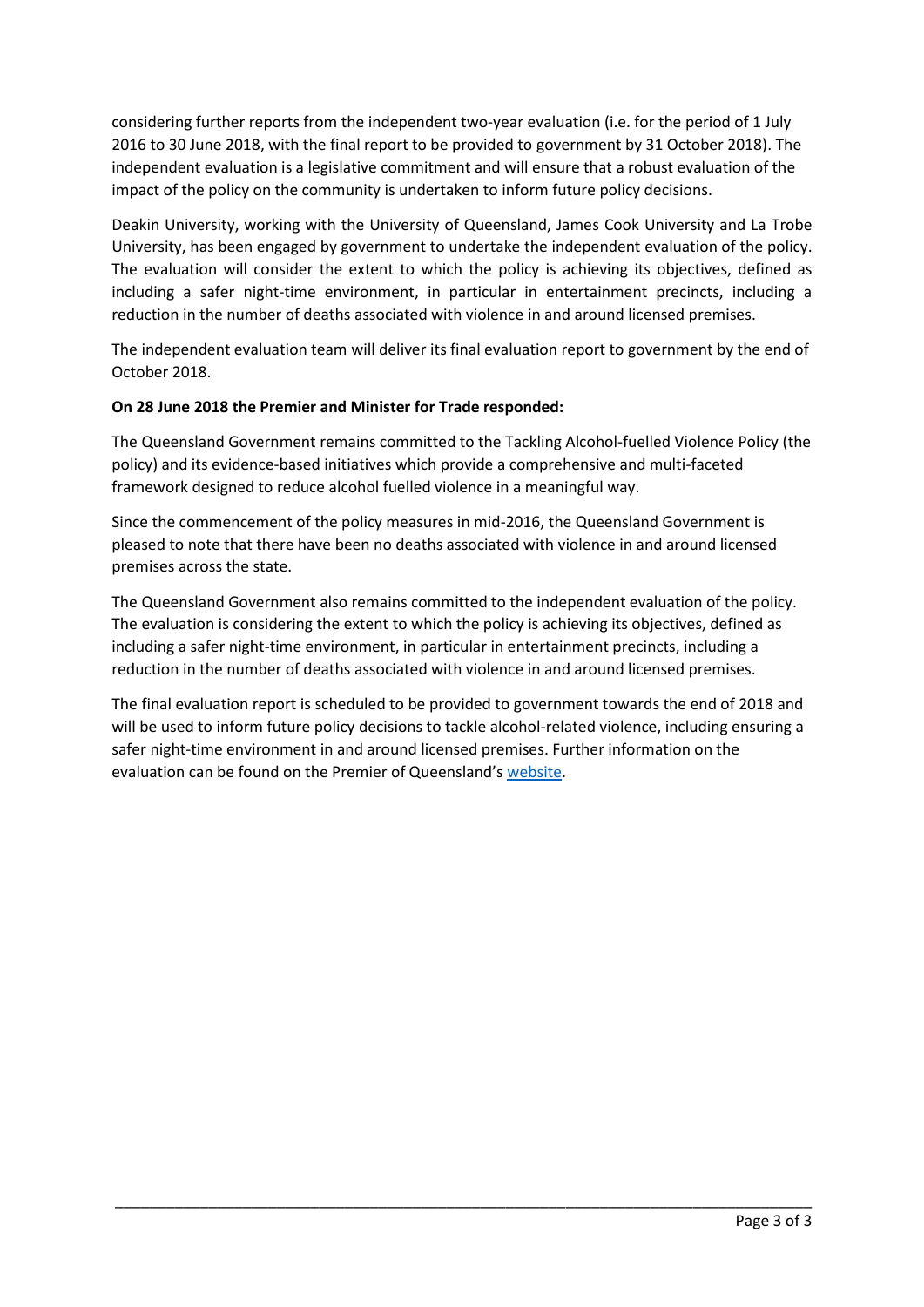considering further reports from the independent two-year evaluation (i.e. for the period of 1 July 2016 to 30 June 2018, with the final report to be provided to government by 31 October 2018). The independent evaluation is a legislative commitment and will ensure that a robust evaluation of the impact of the policy on the community is undertaken to inform future policy decisions.

Deakin University, working with the University of Queensland, James Cook University and La Trobe University, has been engaged by government to undertake the independent evaluation of the policy. The evaluation will consider the extent to which the policy is achieving its objectives, defined as including a safer night-time environment, in particular in entertainment precincts, including a reduction in the number of deaths associated with violence in and around licensed premises.

The independent evaluation team will deliver its final evaluation report to government by the end of October 2018.

**On 28 June 2018 the Premier and Minister for Trade responded:**

The Queensland Government remains committed to the Tackling Alcohol-fuelled Violence Policy (the policy) and its evidence-based initiatives which provide a comprehensive and multi-faceted framework designed to reduce alcohol fuelled violence in a meaningful way.

Since the commencement of the policy measures in mid-2016, the Queensland Government is pleased to note that there have been no deaths associated with violence in and around licensed premises across the state.

The Queensland Government also remains committed to the independent evaluation of the policy. The evaluation is considering the extent to which the policy is achieving its objectives, defined as including a safer night-time environment, in particular in entertainment precincts, including a reduction in the number of deaths associated with violence in and around licensed premises.

The final evaluation report is scheduled to be provided to government towards the end of 2018 and will be used to inform future policy decisions to tackle alcohol-related violence, including ensuring a safer night-time environment in and around licensed premises. Further information on the evaluation can be found on the Premier of Queensland's website.